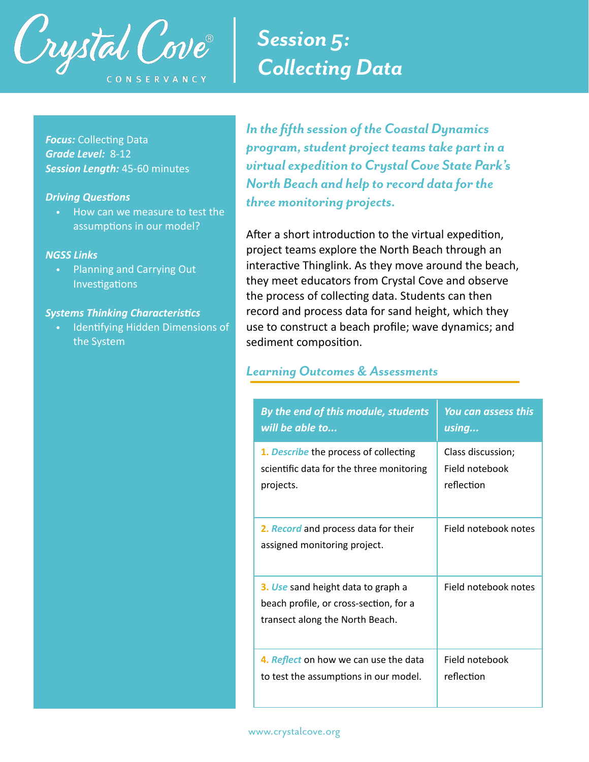Crystal Cove® CONSERVANCY

# Session 5: Collecting Data

***Focus:*** Collecting Data
***Grade Level:*** 8-12
***Session Length:*** 45-60 minutes

***Driving Questions***

- How can we measure to test the assumptions in our model?

***NGSS Links***

- Planning and Carrying Out Investigations

***Systems Thinking Characteristics***

- Identifying Hidden Dimensions of the System

***In the fifth session of the Coastal Dynamics program, student project teams take part in a virtual expedition to Crystal Cove State Park's North Beach and help to record data for the three monitoring projects.***

After a short introduction to the virtual expedition, project teams explore the North Beach through an interactive Thinglink. As they move around the beach, they meet educators from Crystal Cove and observe the process of collecting data. Students can then record and process data for sand height, which they use to construct a beach profile; wave dynamics; and sediment composition.

## *Learning Outcomes & Assessments*

| *By the end of this module, students will be able to...* | *You can assess this using...* |
|---|---|
| **1.** ***Describe*** the process of collecting scientific data for the three monitoring projects. | Class discussion; Field notebook reflection |
| **2.** ***Record*** and process data for their assigned monitoring project. | Field notebook notes |
| **3.** ***Use*** sand height data to graph a beach profile, or cross-section, for a transect along the North Beach. | Field notebook notes |
| **4.** ***Reflect*** on how we can use the data to test the assumptions in our model. | Field notebook reflection |

www.crystalcove.org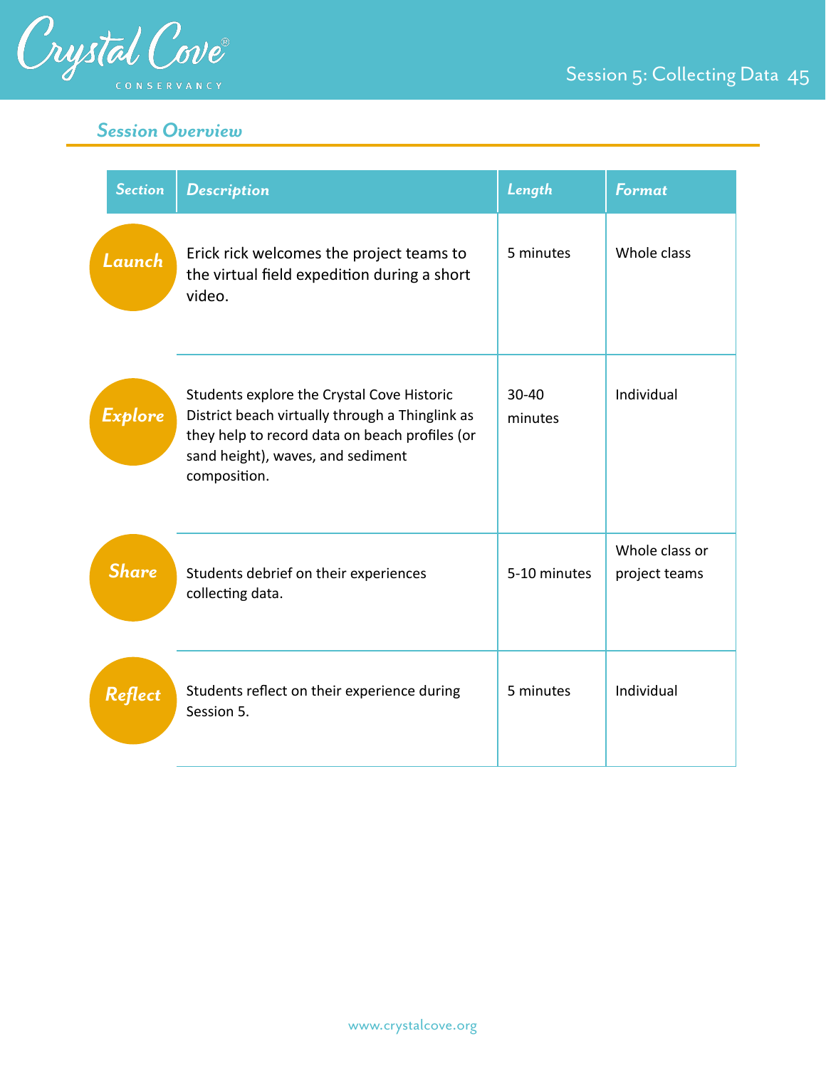## Session Overview

| Section | Description | Length | Format |
|---|---|---|---|
| Launch | Erick rick welcomes the project teams to the virtual field expedition during a short video. | 5 minutes | Whole class |
| Explore | Students explore the Crystal Cove Historic District beach virtually through a Thinglink as they help to record data on beach profiles (or sand height), waves, and sediment composition. | 30-40 minutes | Individual |
| Share | Students debrief on their experiences collecting data. | 5-10 minutes | Whole class or project teams |
| Reflect | Students reflect on their experience during Session 5. | 5 minutes | Individual |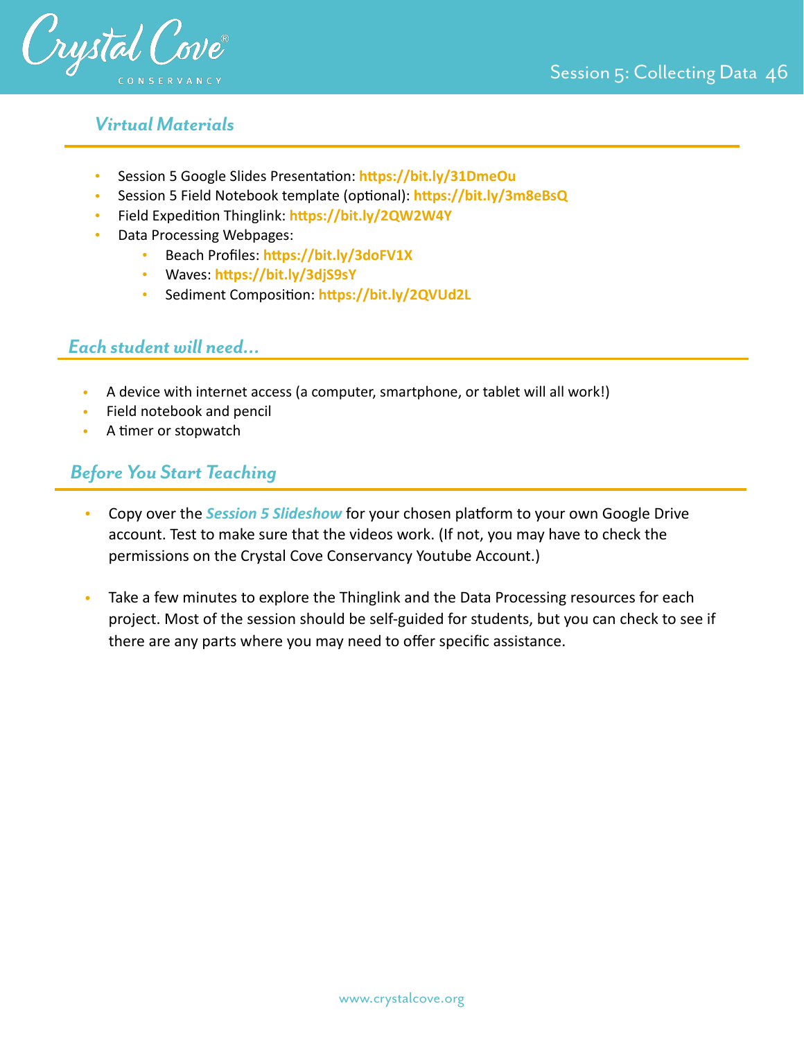## Virtual Materials

- Session 5 Google Slides Presentation: **https://bit.ly/31DmeOu**
- Session 5 Field Notebook template (optional): **https://bit.ly/3m8eBsQ**
- Field Expedition Thinglink: **https://bit.ly/2QW2W4Y**
- Data Processing Webpages:
    - Beach Profiles: **https://bit.ly/3doFV1X**
    - Waves: **https://bit.ly/3djS9sY**
    - Sediment Composition: **https://bit.ly/2QVUd2L**

## Each student will need...

- A device with internet access (a computer, smartphone, or tablet will all work!)
- Field notebook and pencil
- A timer or stopwatch

## Before You Start Teaching

- Copy over the ***Session 5 Slideshow*** for your chosen platform to your own Google Drive account. Test to make sure that the videos work. (If not, you may have to check the permissions on the Crystal Cove Conservancy Youtube Account.)

- Take a few minutes to explore the Thinglink and the Data Processing resources for each project. Most of the session should be self-guided for students, but you can check to see if there are any parts where you may need to offer specific assistance.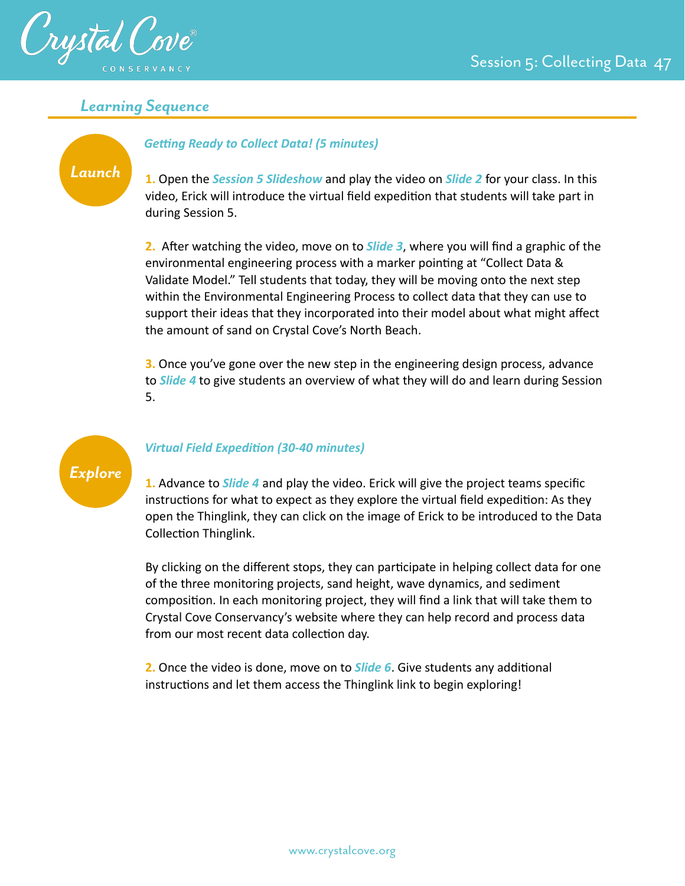## *Learning Sequence*

### Launch

***Getting Ready to Collect Data! (5 minutes)***

**1.** Open the ***Session 5 Slideshow*** and play the video on ***Slide 2*** for your class. In this video, Erick will introduce the virtual field expedition that students will take part in during Session 5.

**2.** After watching the video, move on to ***Slide 3***, where you will find a graphic of the environmental engineering process with a marker pointing at "Collect Data & Validate Model." Tell students that today, they will be moving onto the next step within the Environmental Engineering Process to collect data that they can use to support their ideas that they incorporated into their model about what might affect the amount of sand on Crystal Cove's North Beach.

**3.** Once you've gone over the new step in the engineering design process, advance to ***Slide 4*** to give students an overview of what they will do and learn during Session 5.

### Explore

***Virtual Field Expedition (30-40 minutes)***

**1.** Advance to ***Slide 4*** and play the video. Erick will give the project teams specific instructions for what to expect as they explore the virtual field expedition: As they open the Thinglink, they can click on the image of Erick to be introduced to the Data Collection Thinglink.

By clicking on the different stops, they can participate in helping collect data for one of the three monitoring projects, sand height, wave dynamics, and sediment composition. In each monitoring project, they will find a link that will take them to Crystal Cove Conservancy's website where they can help record and process data from our most recent data collection day.

**2.** Once the video is done, move on to ***Slide 6***. Give students any additional instructions and let them access the Thinglink link to begin exploring!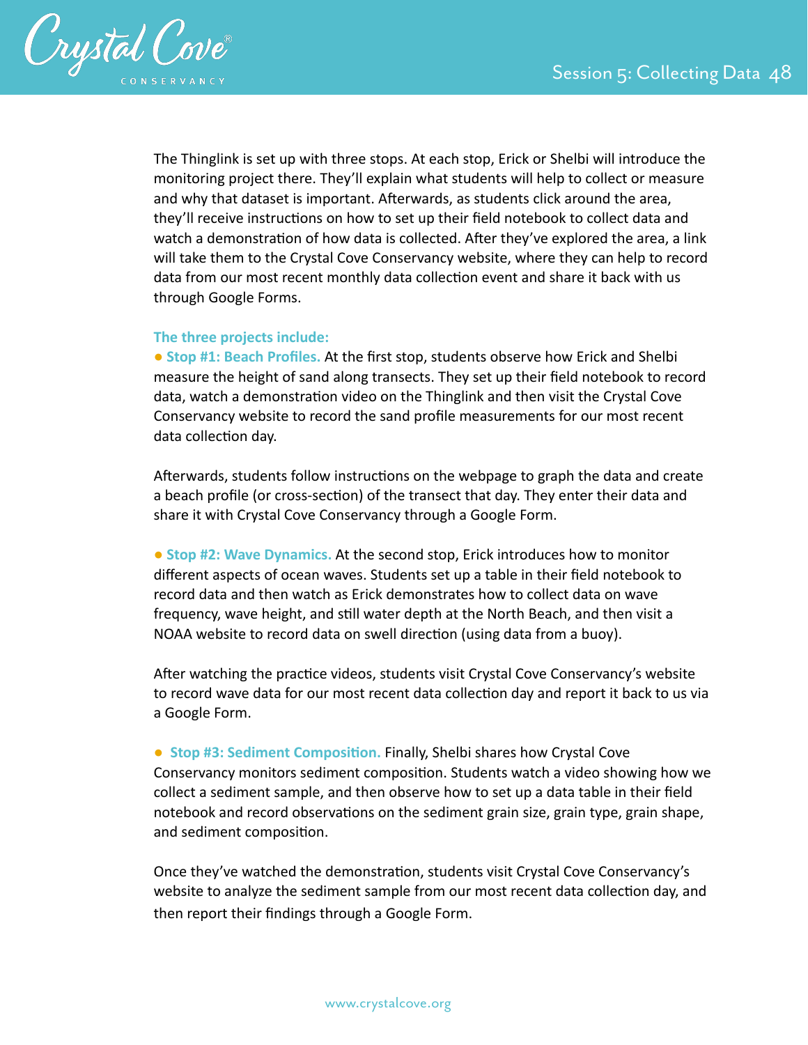The Thinglink is set up with three stops. At each stop, Erick or Shelbi will introduce the monitoring project there. They'll explain what students will help to collect or measure and why that dataset is important. Afterwards, as students click around the area, they'll receive instructions on how to set up their field notebook to collect data and watch a demonstration of how data is collected. After they've explored the area, a link will take them to the Crystal Cove Conservancy website, where they can help to record data from our most recent monthly data collection event and share it back with us through Google Forms.

**The three projects include:**

- **Stop #1: Beach Profiles.** At the first stop, students observe how Erick and Shelbi measure the height of sand along transects. They set up their field notebook to record data, watch a demonstration video on the Thinglink and then visit the Crystal Cove Conservancy website to record the sand profile measurements for our most recent data collection day.

  Afterwards, students follow instructions on the webpage to graph the data and create a beach profile (or cross-section) of the transect that day. They enter their data and share it with Crystal Cove Conservancy through a Google Form.

- **Stop #2: Wave Dynamics.** At the second stop, Erick introduces how to monitor different aspects of ocean waves. Students set up a table in their field notebook to record data and then watch as Erick demonstrates how to collect data on wave frequency, wave height, and still water depth at the North Beach, and then visit a NOAA website to record data on swell direction (using data from a buoy).

  After watching the practice videos, students visit Crystal Cove Conservancy's website to record wave data for our most recent data collection day and report it back to us via a Google Form.

- **Stop #3: Sediment Composition.** Finally, Shelbi shares how Crystal Cove Conservancy monitors sediment composition. Students watch a video showing how we collect a sediment sample, and then observe how to set up a data table in their field notebook and record observations on the sediment grain size, grain type, grain shape, and sediment composition.

  Once they've watched the demonstration, students visit Crystal Cove Conservancy's website to analyze the sediment sample from our most recent data collection day, and then report their findings through a Google Form.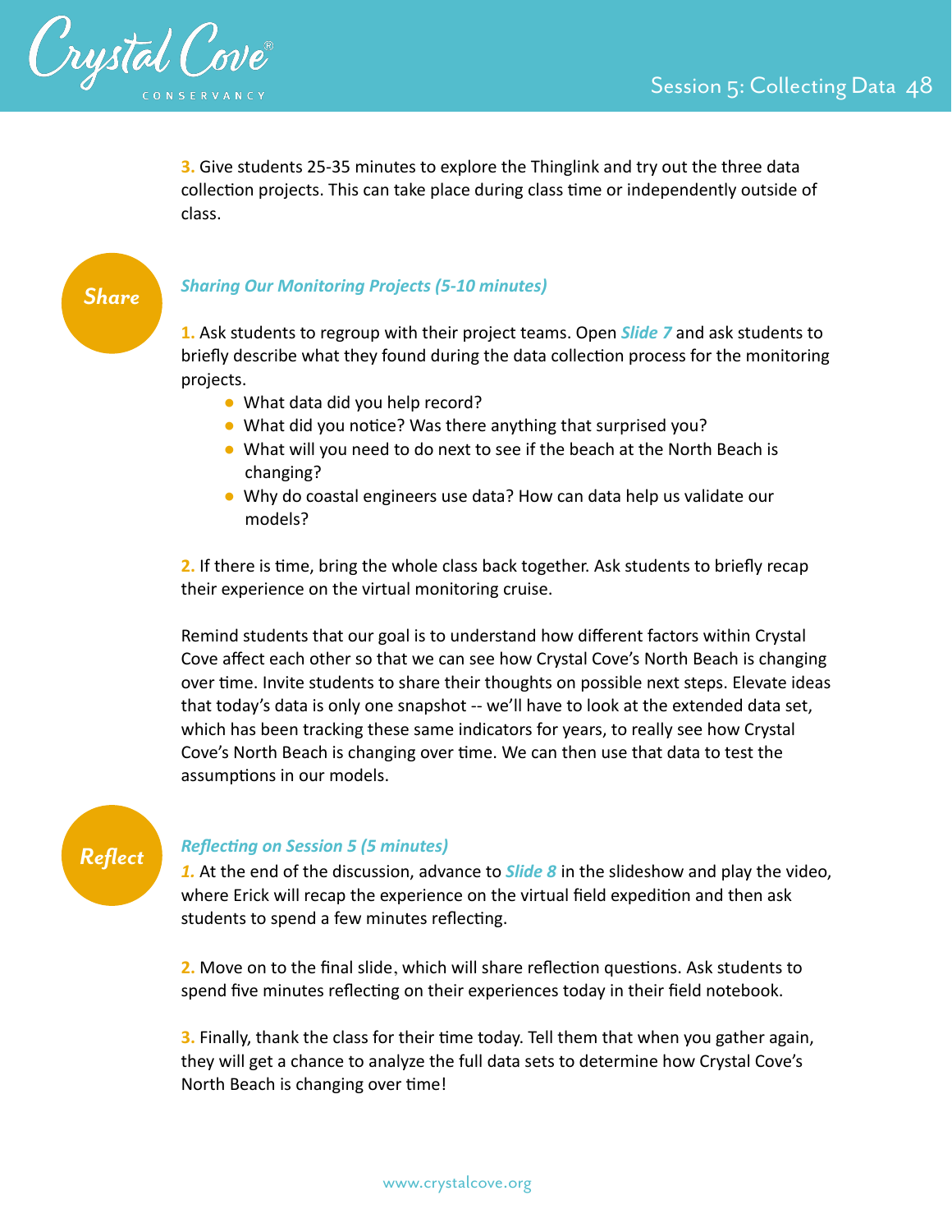**3.** Give students 25-35 minutes to explore the Thinglink and try out the three data collection projects. This can take place during class time or independently outside of class.

**Share**

***Sharing Our Monitoring Projects (5-10 minutes)***

**1.** Ask students to regroup with their project teams. Open ***Slide 7*** and ask students to briefly describe what they found during the data collection process for the monitoring projects.

- What data did you help record?
- What did you notice? Was there anything that surprised you?
- What will you need to do next to see if the beach at the North Beach is changing?
- Why do coastal engineers use data? How can data help us validate our models?

**2.** If there is time, bring the whole class back together. Ask students to briefly recap their experience on the virtual monitoring cruise.

Remind students that our goal is to understand how different factors within Crystal Cove affect each other so that we can see how Crystal Cove's North Beach is changing over time. Invite students to share their thoughts on possible next steps. Elevate ideas that today's data is only one snapshot -- we'll have to look at the extended data set, which has been tracking these same indicators for years, to really see how Crystal Cove's North Beach is changing over time. We can then use that data to test the assumptions in our models.

**Reflect**

***Reflecting on Session 5 (5 minutes)***

***1.*** At the end of the discussion, advance to ***Slide 8*** in the slideshow and play the video, where Erick will recap the experience on the virtual field expedition and then ask students to spend a few minutes reflecting.

**2.** Move on to the final slide, which will share reflection questions. Ask students to spend five minutes reflecting on their experiences today in their field notebook.

**3.** Finally, thank the class for their time today. Tell them that when you gather again, they will get a chance to analyze the full data sets to determine how Crystal Cove's North Beach is changing over time!